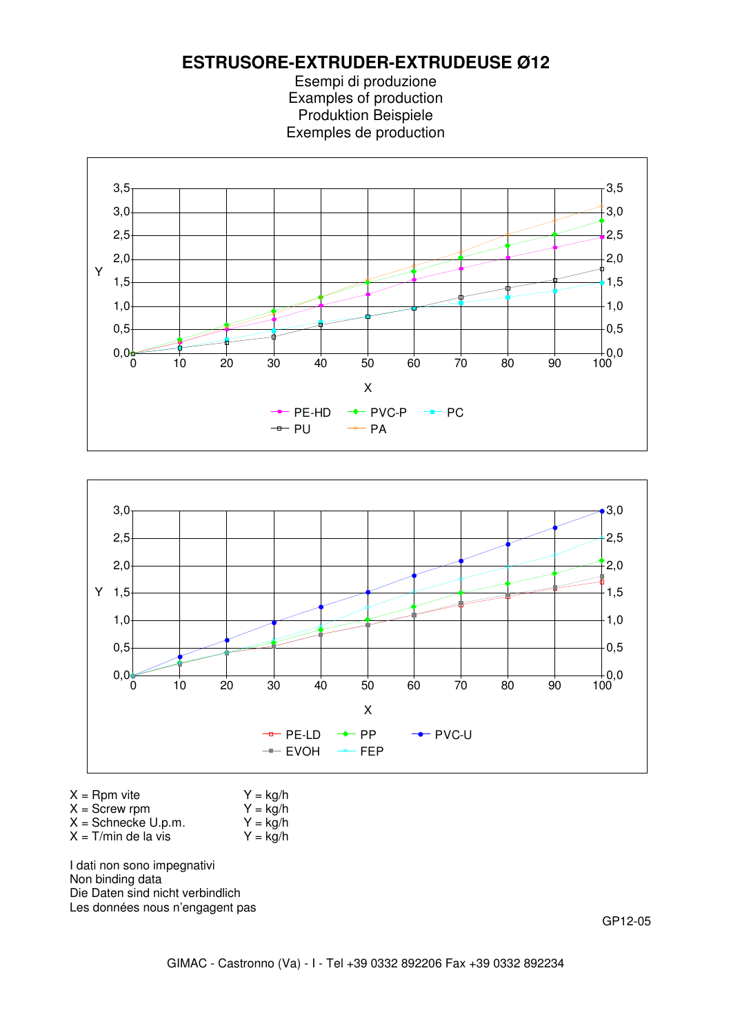# ESTRUSORE-EXTRUDER-EXTRUDEUSE Ø12

Esempi di produzione
Examples of production
Produktion Beispiele
Exemples de production

PE-HD, PVC-P, PC, PU, PA

PE-LD, PP, PVC-U, EVOH, FEP

X = Rpm vite Y = kg/h
X = Screw rpm Y = kg/h
X = Schnecke U.p.m. Y = kg/h
X = T/min de la vis Y = kg/h

I dati non sono impegnativi
Non binding data
Die Daten sind nicht verbindlich
Les données nous n'engagent pas

GP12-05

GIMAC - Castronno (Va) - I - Tel +39 0332 892206 Fax +39 0332 892234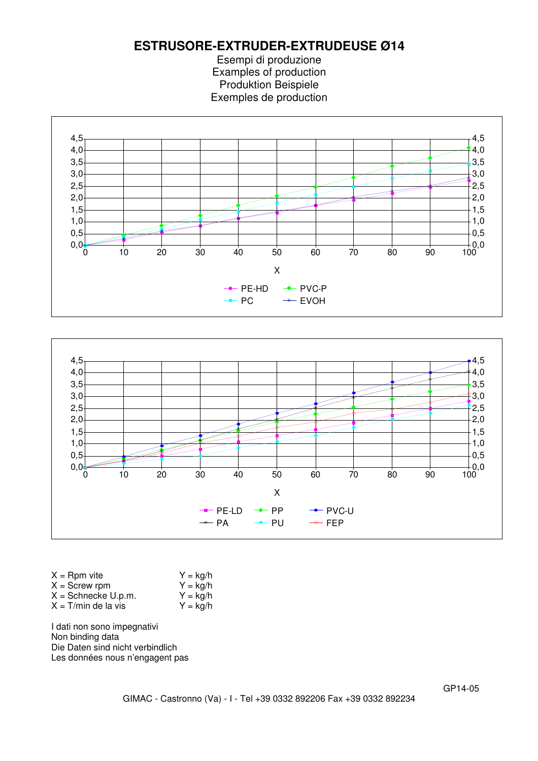# ESTRUSORE-EXTRUDER-EXTRUDEUSE Ø14

Esempi di produzione
Examples of production
Produktion Beispiele
Exemples de production

X = Rpm vite Y = kg/h
X = Screw rpm Y = kg/h
X = Schnecke U.p.m. Y = kg/h
X = T/min de la vis Y = kg/h

I dati non sono impegnativi
Non binding data
Die Daten sind nicht verbindlich
Les données nous n'engagent pas

GP14-05

GIMAC - Castronno (Va) - I - Tel +39 0332 892206 Fax +39 0332 892234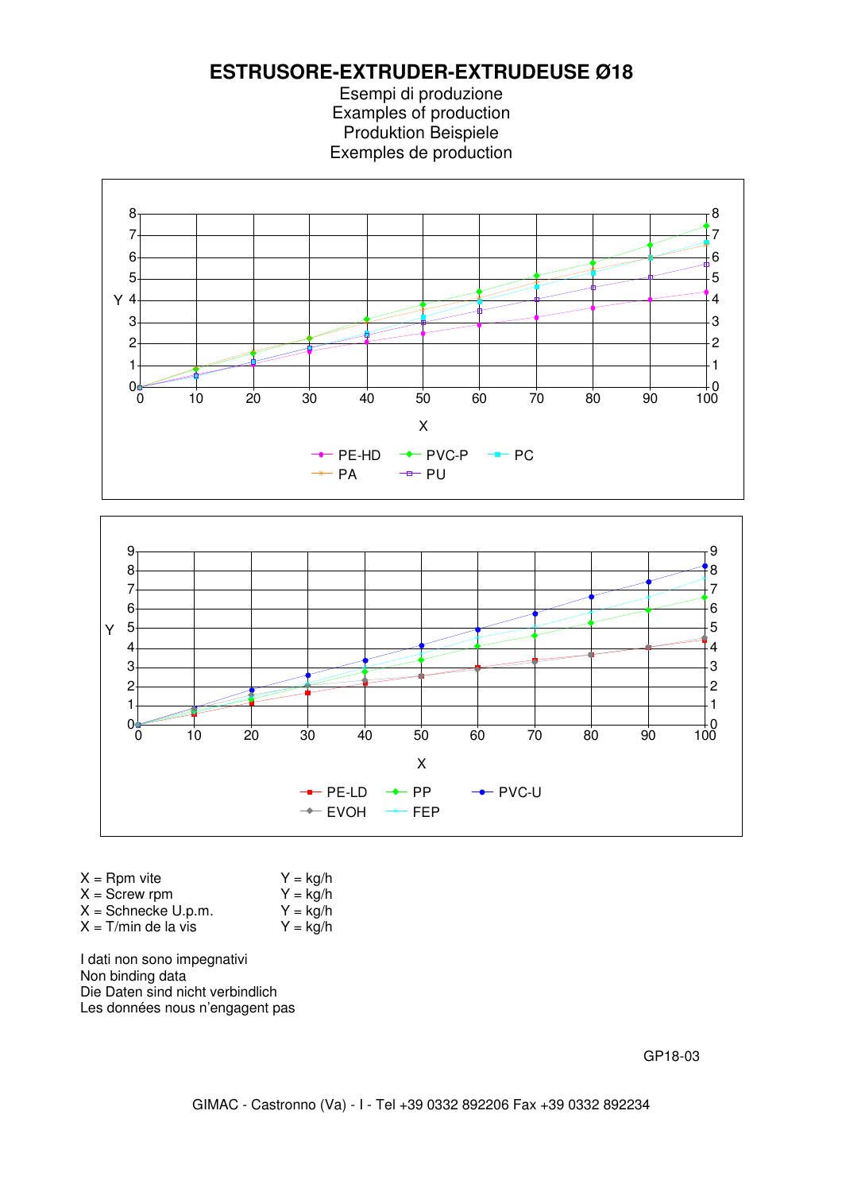# ESTRUSORE-EXTRUDER-EXTRUDEUSE Ø18

Esempi di produzione
Examples of production
Produktion Beispiele
Exemples de production

X = Rpm vite — Y = kg/h
X = Screw rpm — Y = kg/h
X = Schnecke U.p.m. — Y = kg/h
X = T/min de la vis — Y = kg/h

I dati non sono impegnativi
Non binding data
Die Daten sind nicht verbindlich
Les données nous n'engagent pas

GP18-03

GIMAC - Castronno (Va) - I - Tel +39 0332 892206 Fax +39 0332 892234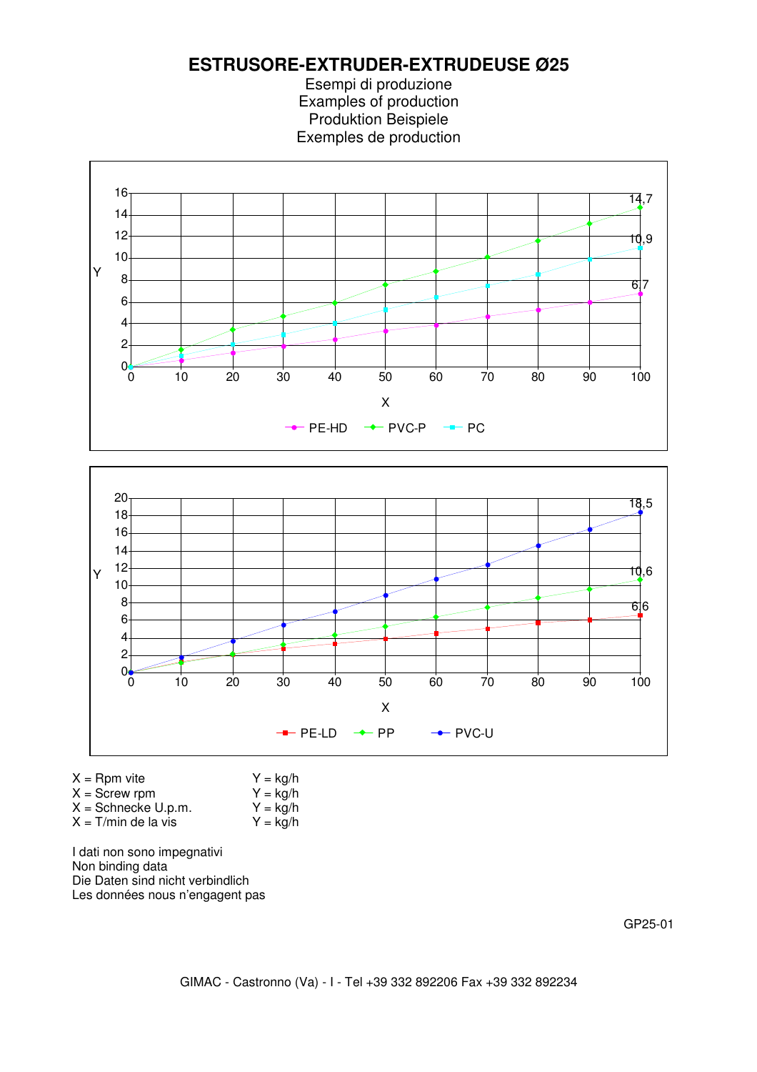# ESTRUSORE-EXTRUDER-EXTRUDEUSE Ø25

Esempi di produzione
Examples of production
Produktion Beispiele
Exemples de production

X = Rpm vite — Y = kg/h
X = Screw rpm — Y = kg/h
X = Schnecke U.p.m. — Y = kg/h
X = T/min de la vis — Y = kg/h

I dati non sono impegnativi
Non binding data
Die Daten sind nicht verbindlich
Les données nous n'engagent pas

GP25-01

GIMAC - Castronno (Va) - I - Tel +39 332 892206 Fax +39 332 892234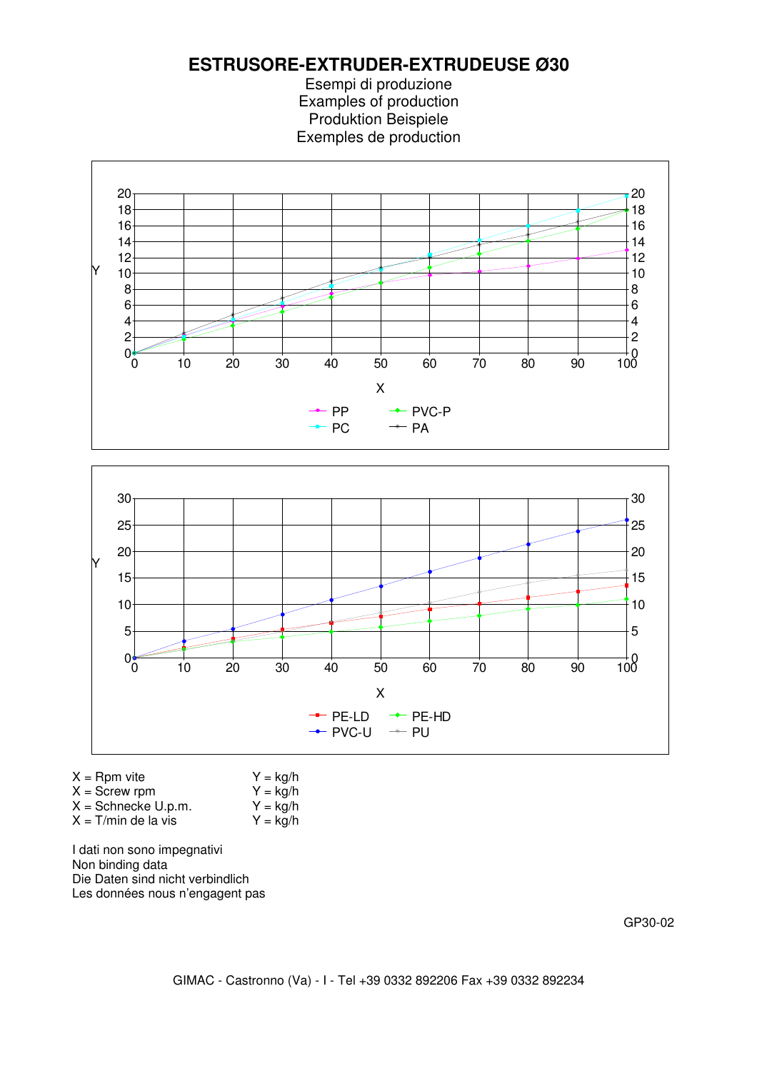# ESTRUSORE-EXTRUDER-EXTRUDEUSE Ø30

Esempi di produzione
Examples of production
Produktion Beispiele
Exemples de production

| X = Rpm vite | Y = kg/h |
|---|---|
| X = Screw rpm | Y = kg/h |
| X = Schnecke U.p.m. | Y = kg/h |
| X = T/min de la vis | Y = kg/h |

I dati non sono impegnativi
Non binding data
Die Daten sind nicht verbindlich
Les données nous n'engagent pas

GP30-02

GIMAC - Castronno (Va) - I - Tel +39 0332 892206 Fax +39 0332 892234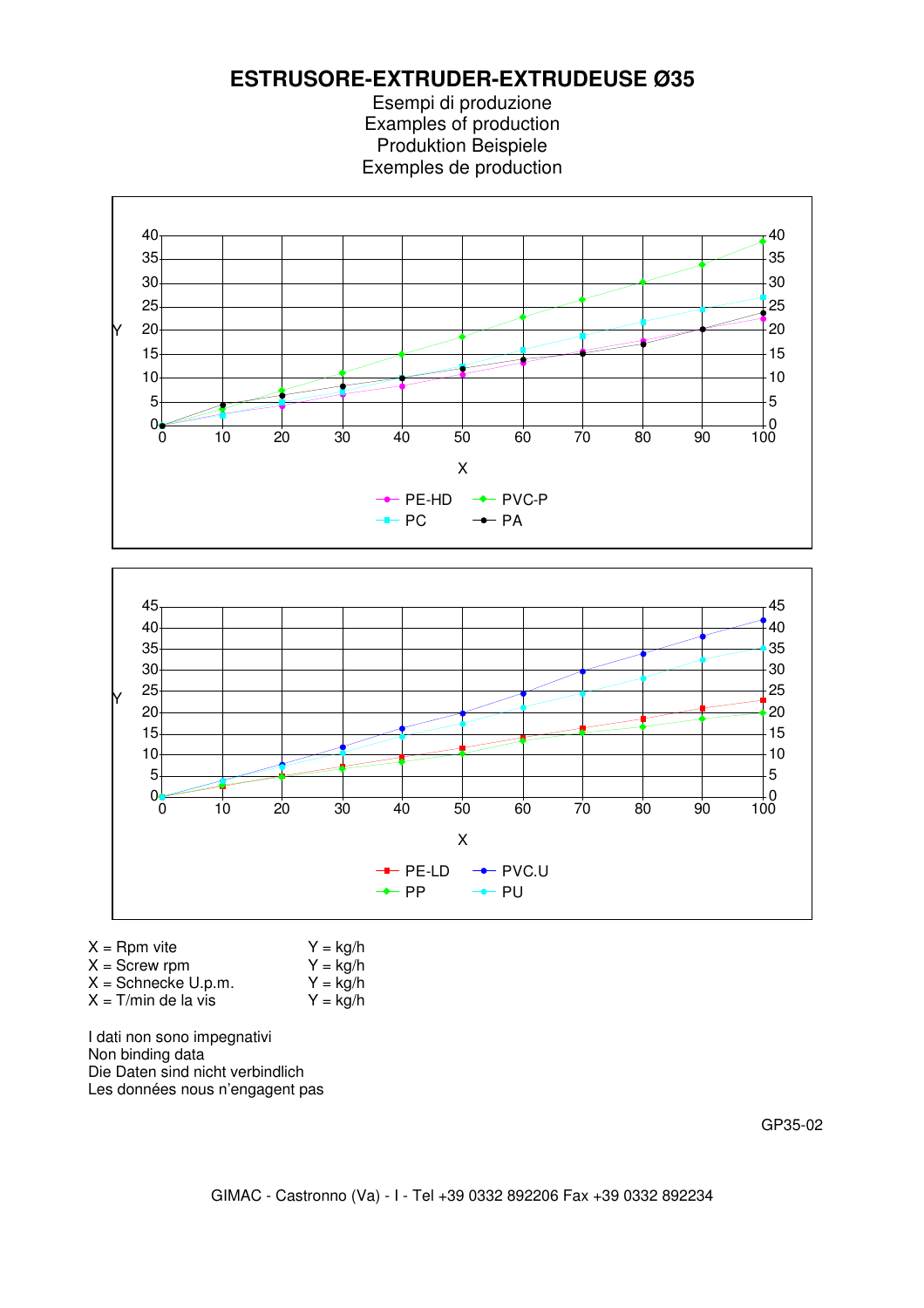# ESTRUSORE-EXTRUDER-EXTRUDEUSE Ø35

Esempi di produzione
Examples of production
Produktion Beispiele
Exemples de production

X = Rpm vite Y = kg/h
X = Screw rpm Y = kg/h
X = Schnecke U.p.m. Y = kg/h
X = T/min de la vis Y = kg/h

I dati non sono impegnativi
Non binding data
Die Daten sind nicht verbindlich
Les données nous n'engagent pas

GP35-02

GIMAC - Castronno (Va) - I - Tel +39 0332 892206 Fax +39 0332 892234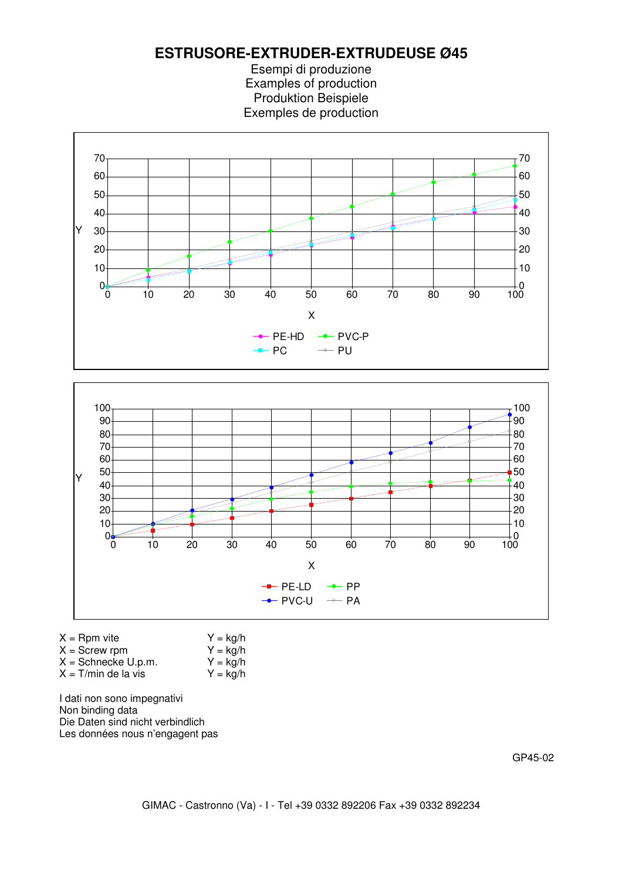# ESTRUSORE-EXTRUDER-EXTRUDEUSE Ø45

Esempi di produzione
Examples of production
Produktion Beispiele
Exemples de production

X = Rpm vite　　Y = kg/h
X = Screw rpm　　Y = kg/h
X = Schnecke U.p.m.　　Y = kg/h
X = T/min de la vis　　Y = kg/h

I dati non sono impegnativi
Non binding data
Die Daten sind nicht verbindlich
Les données nous n'engagent pas

GP45-02

GIMAC - Castronno (Va) - I - Tel +39 0332 892206 Fax +39 0332 892234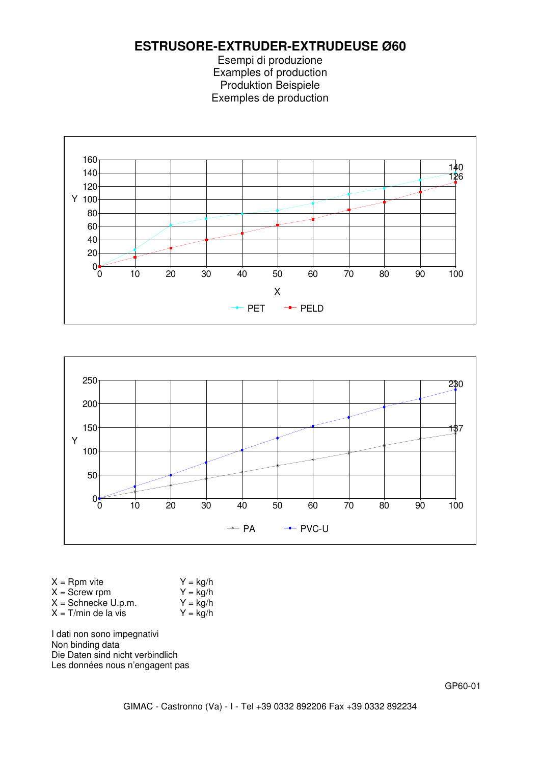# ESTRUSORE-EXTRUDER-EXTRUDEUSE Ø60

Esempi di produzione
Examples of production
Produktion Beispiele
Exemples de production

160
140
120
Y 100
80
60
40
20
0
0 10 20 30 40 50 60 70 80 90 100
X
140
126
PET PELD

250
200
150
Y
100
50
0
0 10 20 30 40 50 60 70 80 90 100
230
137
PA PVC-U

X = Rpm vite Y = kg/h
X = Screw rpm Y = kg/h
X = Schnecke U.p.m. Y = kg/h
X = T/min de la vis Y = kg/h

I dati non sono impegnativi
Non binding data
Die Daten sind nicht verbindlich
Les données nous n'engagent pas

GP60-01

GIMAC - Castronno (Va) - I - Tel +39 0332 892206 Fax +39 0332 892234